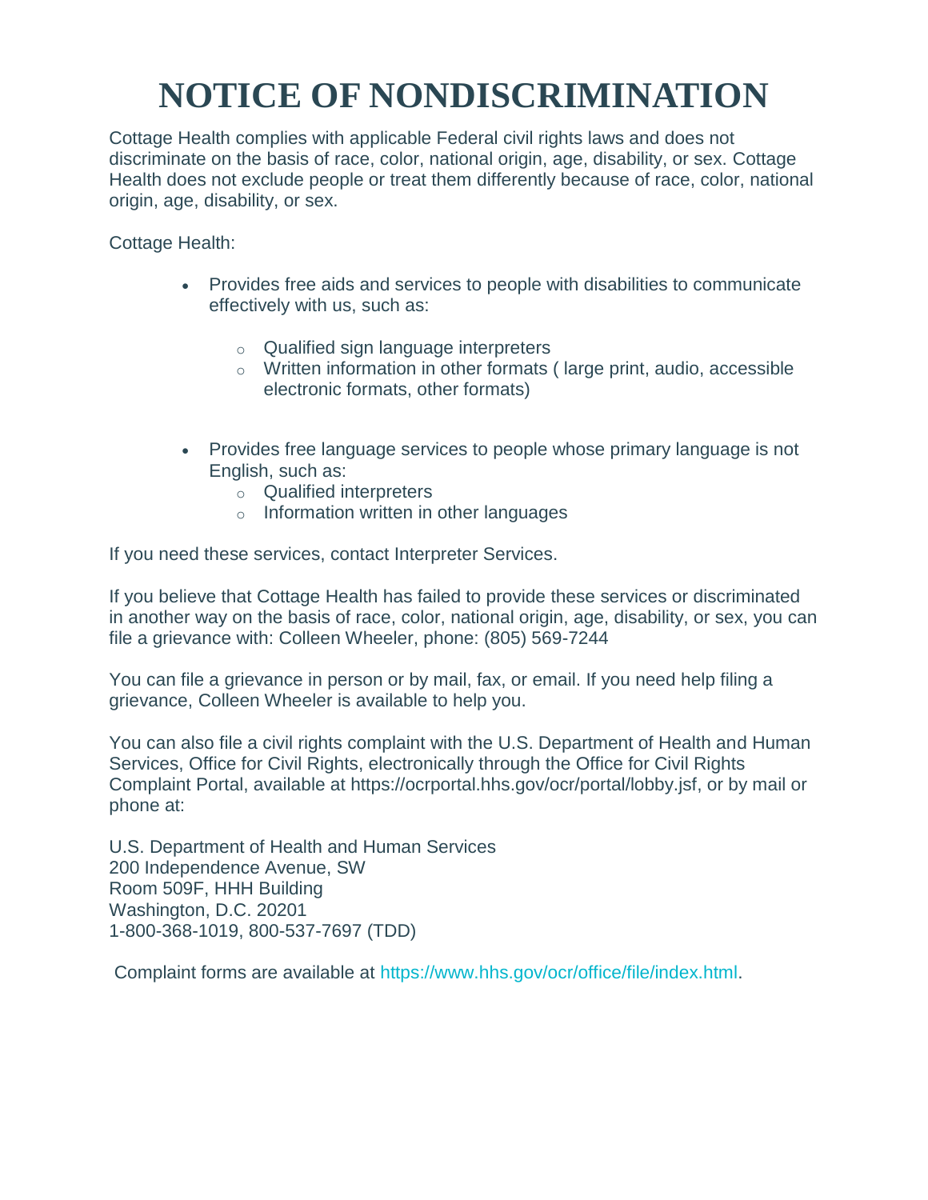# NOTICE OF NONDISCRIMINATION

Cottage Health complies with applicable Federal civil rights laws and does not discriminate on the basis of race, color, national origin, age, disability, or sex. Cottage Health does not exclude people or treat them differently because of race, color, national origin, age, disability, or sex.

Cottage Health:

- Provides free aids and services to people with disabilities to communicate effectively with us, such as:
  - Qualified sign language interpreters
  - Written information in other formats ( large print, audio, accessible electronic formats, other formats)

- Provides free language services to people whose primary language is not English, such as:
  - Qualified interpreters
  - Information written in other languages

If you need these services, contact Interpreter Services.

If you believe that Cottage Health has failed to provide these services or discriminated in another way on the basis of race, color, national origin, age, disability, or sex, you can file a grievance with: Colleen Wheeler, phone: (805) 569-7244

You can file a grievance in person or by mail, fax, or email. If you need help filing a grievance, Colleen Wheeler is available to help you.

You can also file a civil rights complaint with the U.S. Department of Health and Human Services, Office for Civil Rights, electronically through the Office for Civil Rights Complaint Portal, available at https://ocrportal.hhs.gov/ocr/portal/lobby.jsf, or by mail or phone at:

U.S. Department of Health and Human Services
200 Independence Avenue, SW
Room 509F, HHH Building
Washington, D.C. 20201
1-800-368-1019, 800-537-7697 (TDD)

Complaint forms are available at https://www.hhs.gov/ocr/office/file/index.html.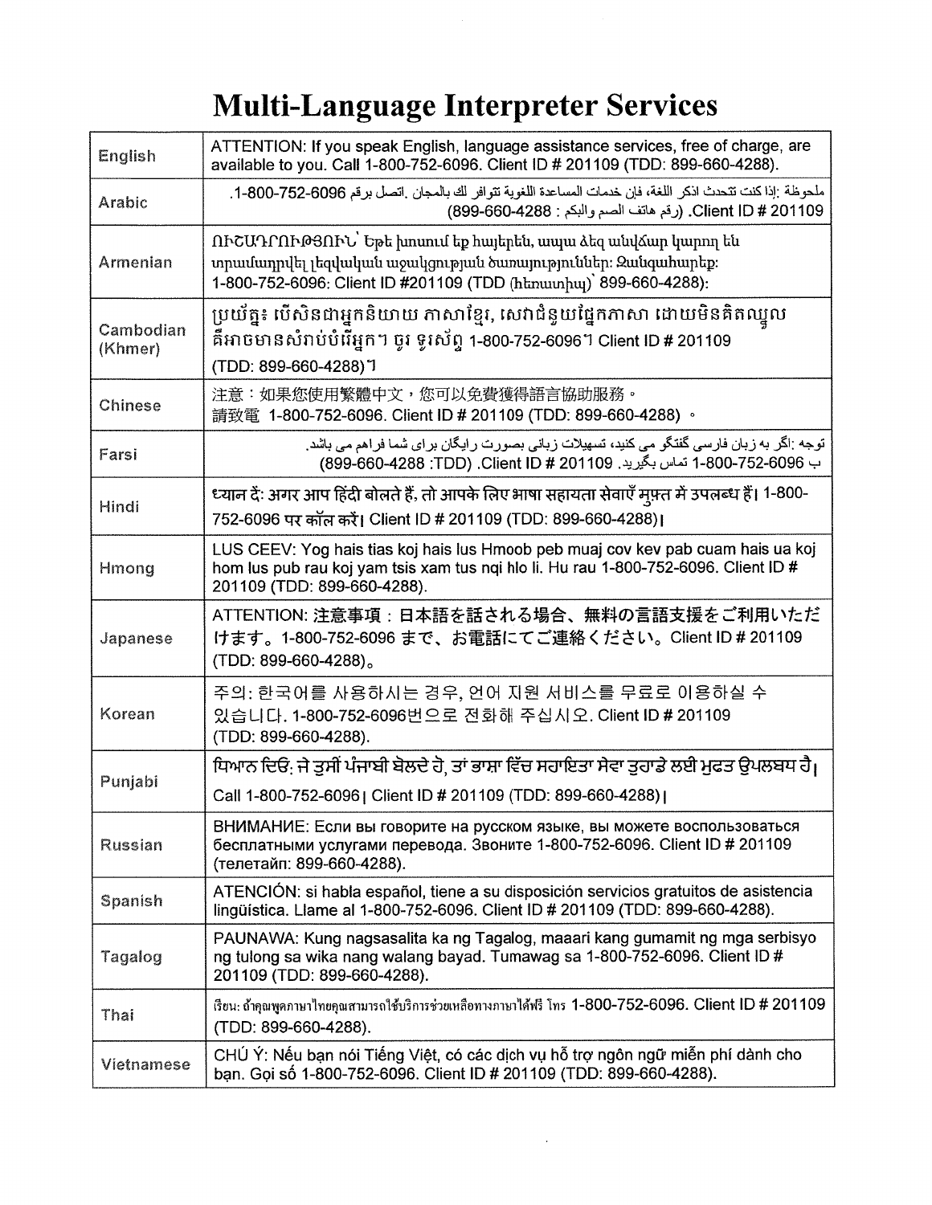# Multi-Language Interpreter Services

| | |
|---|---|
| English | ATTENTION: If you speak English, language assistance services, free of charge, are available to you. Call 1-800-752-6096. Client ID # 201109 (TDD: 899-660-4288). |
| Arabic | ملحوظة: إذا كنت تتحدث اذكر اللغة، فإن خدمات المساعدة اللغوية تتوافر لك بالمجان. اتصل برقم 1-800-752-6096. Client ID # 201109. (رقم هاتف الصم والبكم: 899-660-4288) |
| Armenian | ՈՒՇԱԴՐՈՒԹՅՈՒՆ՝ Եթե խոսում եք հայերեն, ապա ձեզ անվճար կարող են տրամադրվել լեզվական աջակցության ծառայություններ: Զանգահարեք: 1-800-752-6096: Client ID #201109 (TDD (հեռատիպ)՝ 899-660-4288): |
| Cambodian (Khmer) | ប្រយ័ត្ន៖ បើសិនជាអ្នកនិយាយ ភាសាខ្មែរ, សេវាជំនួយផ្នែកភាសា ដោយមិនគិតឈ្នួល គឺអាចមានសំរាប់បំរើអ្នក។ ចូរ ទូរស័ព្ទ 1-800-752-6096។ Client ID # 201109 (TDD: 899-660-4288)។ |
| Chinese | 注意：如果您使用繁體中文，您可以免費獲得語言協助服務。請致電 1-800-752-6096. Client ID # 201109 (TDD: 899-660-4288) 。 |
| Farsi | توجه :اگر به زبان فارسی گفتگو می کنید، تسهیلات زبانی بصورت رایگان برای شما فراهم می باشد. با 1-800-752-6096 تماس بگیرید. Client ID # 201109. (TDD: 899-660-4288) |
| Hindi | ध्यान दें: अगर आप हिंदी बोलते हैं, तो आपके लिए भाषा सहायता सेवाएँ मुफ़्त में उपलब्ध हैं। 1-800-752-6096 पर कॉल करें। Client ID # 201109 (TDD: 899-660-4288)। |
| Hmong | LUS CEEV: Yog hais tias koj hais lus Hmoob peb muaj cov kev pab cuam hais ua koj hom lus pub rau koj yam tsis xam tus nqi hlo li. Hu rau 1-800-752-6096. Client ID # 201109 (TDD: 899-660-4288). |
| Japanese | ATTENTION: 注意事項：日本語を話される場合、無料の言語支援をご利用いただけます。1-800-752-6096 まで、お電話にてご連絡ください。Client ID # 201109 (TDD: 899-660-4288)。 |
| Korean | 주의: 한국어를 사용하시는 경우, 언어 지원 서비스를 무료로 이용하실 수 있습니다. 1-800-752-6096번으로 전화해 주십시오. Client ID # 201109 (TDD: 899-660-4288). |
| Punjabi | ਧਿਆਨ ਦਿਓ: ਜੇ ਤੁਸੀਂ ਪੰਜਾਬੀ ਬੋਲਦੇ ਹੋ, ਤਾਂ ਭਾਸ਼ਾ ਵਿੱਚ ਸਹਾਇਤਾ ਸੇਵਾ ਤੁਹਾਡੇ ਲਈ ਮੁਫਤ ਉਪਲਬਧ ਹੈ। Call 1-800-752-6096। Client ID # 201109 (TDD: 899-660-4288)। |
| Russian | ВНИМАНИЕ: Если вы говорите на русском языке, вы можете воспользоваться бесплатными услугами перевода. Звоните 1-800-752-6096. Client ID # 201109 (телетайп: 899-660-4288). |
| Spanish | ATENCIÓN: si habla español, tiene a su disposición servicios gratuitos de asistencia lingüística. Llame al 1-800-752-6096. Client ID # 201109 (TDD: 899-660-4288). |
| Tagalog | PAUNAWA: Kung nagsasalita ka ng Tagalog, maaari kang gumamit ng mga serbisyo ng tulong sa wika nang walang bayad. Tumawag sa 1-800-752-6096. Client ID # 201109 (TDD: 899-660-4288). |
| Thai | เรียน: ถ้าคุณพูดภาษาไทยคุณสามารถใช้บริการช่วยเหลือทางภาษาได้ฟรี โทร 1-800-752-6096. Client ID # 201109 (TDD: 899-660-4288). |
| Vietnamese | CHÚ Ý: Nếu bạn nói Tiếng Việt, có các dịch vụ hỗ trợ ngôn ngữ miễn phí dành cho bạn. Gọi số 1-800-752-6096. Client ID # 201109 (TDD: 899-660-4288). |